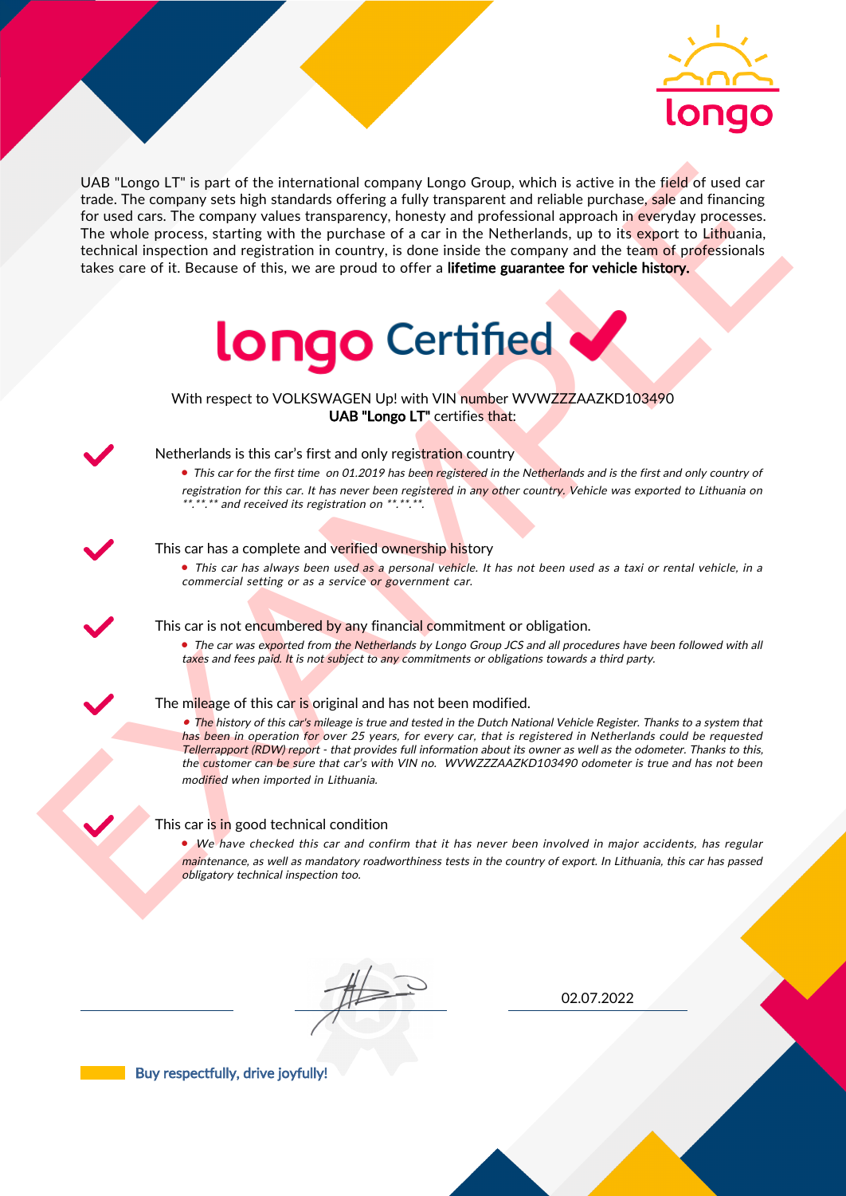longo

UAB "Longo LT" is part of the international company Longo Group, which is active in the field of used car trade. The company sets high standards offering a fully transparent and reliable purchase, sale and financing for used cars. The company values transparency, honesty and professional approach in everyday processes. The whole process, starting with the purchase of a car in the Netherlands, up to its export to Lithuania, technical inspection and registration in country, is done inside the company and the team of professionals takes care of it. Because of this, we are proud to offer a **lifetime guarantee for vehicle history.**

# longo Certified ✔

With respect to VOLKSWAGEN Up! with VIN number WVWZZZAAZKD103490
**UAB "Longo LT"** certifies that:

✔ Netherlands is this car's first and only registration country

- *This car for the first time on 01.2019 has been registered in the Netherlands and is the first and only country of registration for this car. It has never been registered in any other country. Vehicle was exported to Lithuania on \*\*.\*\*.\*\* and received its registration on \*\*.\*\*.\*\*.*

✔ This car has a complete and verified ownership history

- *This car has always been used as a personal vehicle. It has not been used as a taxi or rental vehicle, in a commercial setting or as a service or government car.*

✔ This car is not encumbered by any financial commitment or obligation.

- *The car was exported from the Netherlands by Longo Group JCS and all procedures have been followed with all taxes and fees paid. It is not subject to any commitments or obligations towards a third party.*

✔ The mileage of this car is original and has not been modified.

- *The history of this car's mileage is true and tested in the Dutch National Vehicle Register. Thanks to a system that has been in operation for over 25 years, for every car, that is registered in Netherlands could be requested Tellerrapport (RDW) report - that provides full information about its owner as well as the odometer. Thanks to this, the customer can be sure that car's with VIN no. WVWZZZAAZKD103490 odometer is true and has not been modified when imported in Lithuania.*

✔ This car is in good technical condition

- *We have checked this car and confirm that it has never been involved in major accidents, has regular maintenance, as well as mandatory roadworthiness tests in the country of export. In Lithuania, this car has passed obligatory technical inspection too.*

02.07.2022

Buy respectfully, drive joyfully!

EXAMPLE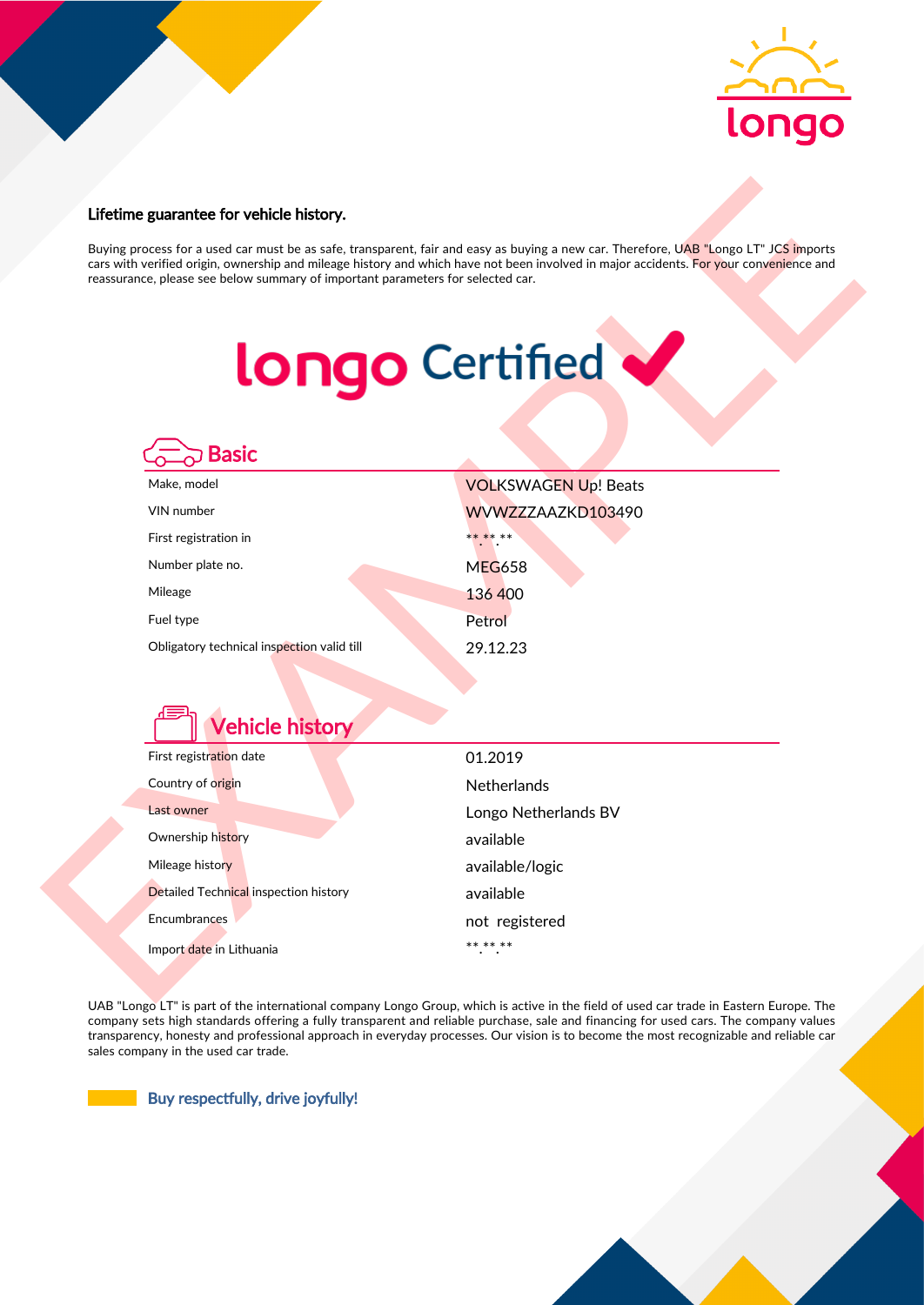longo

**Lifetime guarantee for vehicle history.**

Buying process for a used car must be as safe, transparent, fair and easy as buying a new car. Therefore, UAB "Longo LT" JCS imports cars with verified origin, ownership and mileage history and which have not been involved in major accidents. For your convenience and reassurance, please see below summary of important parameters for selected car.

# longo Certified

## Basic

| | |
|---|---|
| Make, model | VOLKSWAGEN Up! Beats |
| VIN number | WVWZZZAAZKD103490 |
| First registration in | **.**.** |
| Number plate no. | MEG658 |
| Mileage | 136 400 |
| Fuel type | Petrol |
| Obligatory technical inspection valid till | 29.12.23 |

## Vehicle history

| | |
|---|---|
| First registration date | 01.2019 |
| Country of origin | Netherlands |
| Last owner | Longo Netherlands BV |
| Ownership history | available |
| Mileage history | available/logic |
| Detailed Technical inspection history | available |
| Encumbrances | not registered |
| Import date in Lithuania | **.**.** |

UAB "Longo LT" is part of the international company Longo Group, which is active in the field of used car trade in Eastern Europe. The company sets high standards offering a fully transparent and reliable purchase, sale and financing for used cars. The company values transparency, honesty and professional approach in everyday processes. Our vision is to become the most recognizable and reliable car sales company in the used car trade.

**Buy respectfully, drive joyfully!**

EXAMPLE